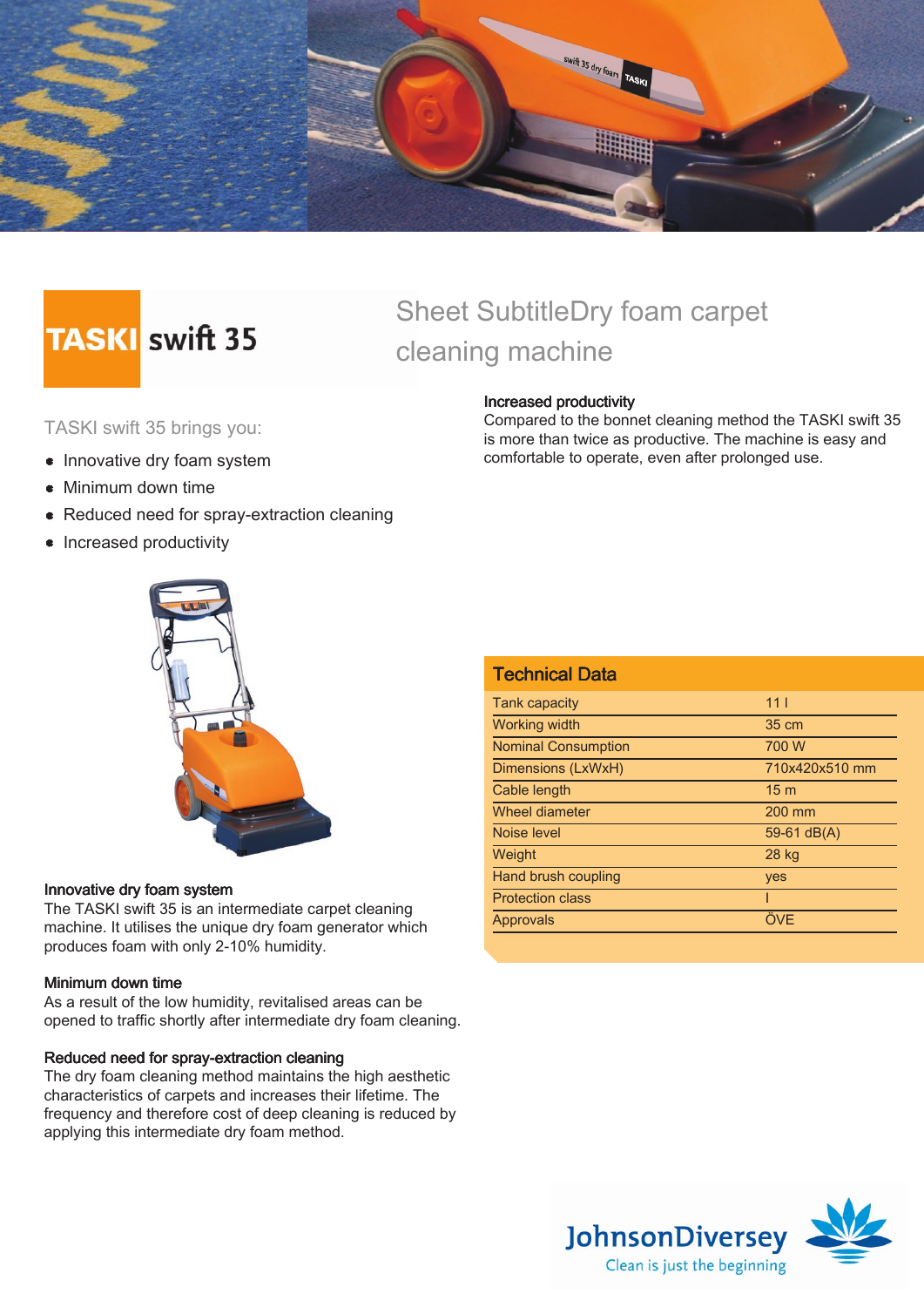# TASKI swift 35

## Sheet SubtitleDry foam carpet cleaning machine

TASKI swift 35 brings you:

- Innovative dry foam system
- Minimum down time
- Reduced need for spray-extraction cleaning
- Increased productivity

### Innovative dry foam system

The TASKI swift 35 is an intermediate carpet cleaning machine. It utilises the unique dry foam generator which produces foam with only 2-10% humidity.

### Minimum down time

As a result of the low humidity, revitalised areas can be opened to traffic shortly after intermediate dry foam cleaning.

### Reduced need for spray-extraction cleaning

The dry foam cleaning method maintains the high aesthetic characteristics of carpets and increases their lifetime. The frequency and therefore cost of deep cleaning is reduced by applying this intermediate dry foam method.

### Increased productivity

Compared to the bonnet cleaning method the TASKI swift 35 is more than twice as productive. The machine is easy and comfortable to operate, even after prolonged use.

## Technical Data

| | |
|---|---|
| Tank capacity | 11 l |
| Working width | 35 cm |
| Nominal Consumption | 700 W |
| Dimensions (LxWxH) | 710x420x510 mm |
| Cable length | 15 m |
| Wheel diameter | 200 mm |
| Noise level | 59-61 dB(A) |
| Weight | 28 kg |
| Hand brush coupling | yes |
| Protection class | I |
| Approvals | ÖVE |

JohnsonDiversey
Clean is just the beginning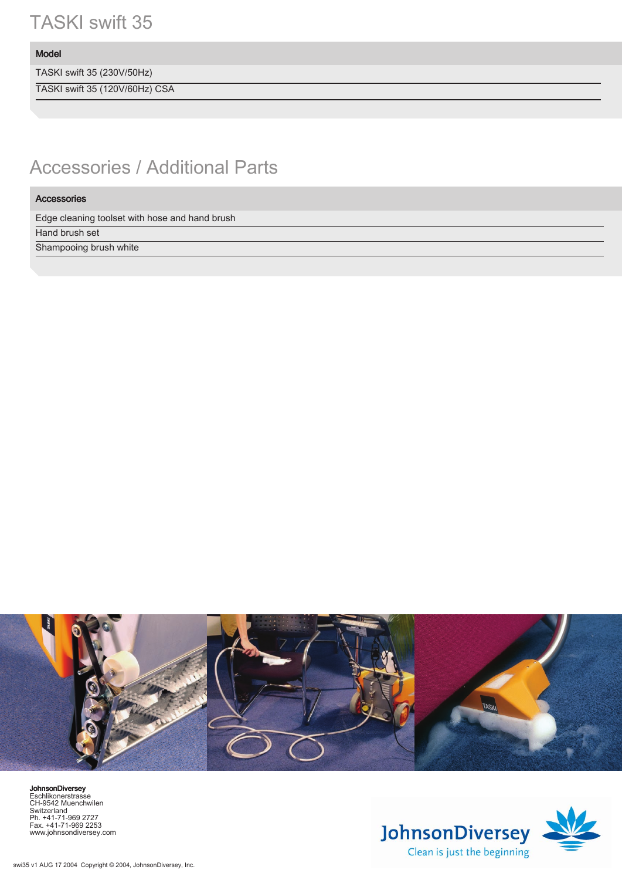# TASKI swift 35

| Model |
| --- |
| TASKI swift 35 (230V/50Hz) |
| TASKI swift 35 (120V/60Hz) CSA |

# Accessories / Additional Parts

| Accessories |
| --- |
| Edge cleaning toolset with hose and hand brush |
| Hand brush set |
| Shampooing brush white |

**JohnsonDiversey**
Eschlikonerstrasse
CH-9542 Muenchwilen
Switzerland
Ph. +41-71-969 2727
Fax. +41-71-969 2253
www.johnsondiversey.com

JohnsonDiversey
Clean is just the beginning

swi35 v1 AUG 17 2004 Copyright © 2004, JohnsonDiversey, Inc.